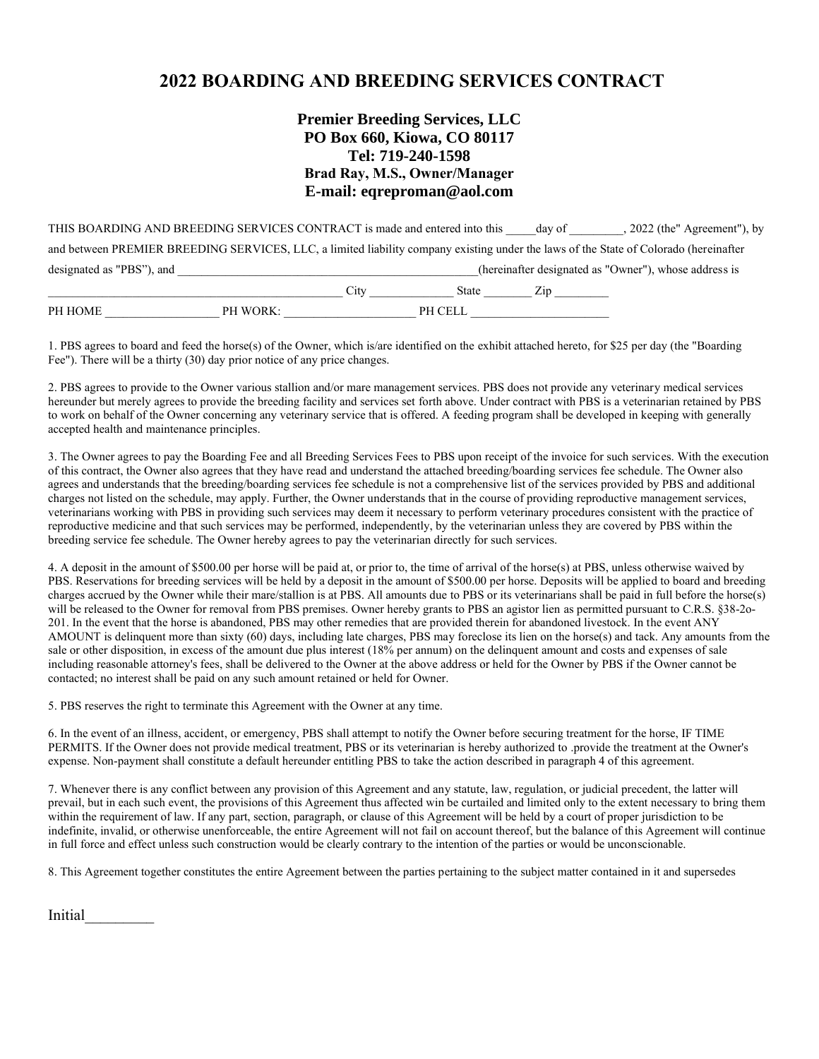# 2022 BOARDING AND BREEDING SERVICES CONTRACT

**Premier Breeding Services, LLC**
**PO Box 660, Kiowa, CO 80117**
**Tel: 719-240-1598**
**Brad Ray, M.S., Owner/Manager**
**E-mail: eqreproman@aol.com**

THIS BOARDING AND BREEDING SERVICES CONTRACT is made and entered into this _____day of _________, 2022 (the" Agreement"), by and between PREMIER BREEDING SERVICES, LLC, a limited liability company existing under the laws of the State of Colorado (hereinafter designated as "PBS"), and ___________________________________________________(hereinafter designated as "Owner"), whose address is ___________________________________________________ City ______________ State ________ Zip _________

PH HOME ___________________ PH WORK: ______________________ PH CELL _______________________

1. PBS agrees to board and feed the horse(s) of the Owner, which is/are identified on the exhibit attached hereto, for $25 per day (the "Boarding Fee"). There will be a thirty (30) day prior notice of any price changes.

2. PBS agrees to provide to the Owner various stallion and/or mare management services. PBS does not provide any veterinary medical services hereunder but merely agrees to provide the breeding facility and services set forth above. Under contract with PBS is a veterinarian retained by PBS to work on behalf of the Owner concerning any veterinary service that is offered. A feeding program shall be developed in keeping with generally accepted health and maintenance principles.

3. The Owner agrees to pay the Boarding Fee and all Breeding Services Fees to PBS upon receipt of the invoice for such services. With the execution of this contract, the Owner also agrees that they have read and understand the attached breeding/boarding services fee schedule. The Owner also agrees and understands that the breeding/boarding services fee schedule is not a comprehensive list of the services provided by PBS and additional charges not listed on the schedule, may apply. Further, the Owner understands that in the course of providing reproductive management services, veterinarians working with PBS in providing such services may deem it necessary to perform veterinary procedures consistent with the practice of reproductive medicine and that such services may be performed, independently, by the veterinarian unless they are covered by PBS within the breeding service fee schedule. The Owner hereby agrees to pay the veterinarian directly for such services.

4. A deposit in the amount of $500.00 per horse will be paid at, or prior to, the time of arrival of the horse(s) at PBS, unless otherwise waived by PBS. Reservations for breeding services will be held by a deposit in the amount of $500.00 per horse. Deposits will be applied to board and breeding charges accrued by the Owner while their mare/stallion is at PBS. All amounts due to PBS or its veterinarians shall be paid in full before the horse(s) will be released to the Owner for removal from PBS premises. Owner hereby grants to PBS an agistor lien as permitted pursuant to C.R.S. §38-2o-201. In the event that the horse is abandoned, PBS may other remedies that are provided therein for abandoned livestock. In the event ANY AMOUNT is delinquent more than sixty (60) days, including late charges, PBS may foreclose its lien on the horse(s) and tack. Any amounts from the sale or other disposition, in excess of the amount due plus interest (18% per annum) on the delinquent amount and costs and expenses of sale including reasonable attorney's fees, shall be delivered to the Owner at the above address or held for the Owner by PBS if the Owner cannot be contacted; no interest shall be paid on any such amount retained or held for Owner.

5. PBS reserves the right to terminate this Agreement with the Owner at any time.

6. In the event of an illness, accident, or emergency, PBS shall attempt to notify the Owner before securing treatment for the horse, IF TIME PERMITS. If the Owner does not provide medical treatment, PBS or its veterinarian is hereby authorized to .provide the treatment at the Owner's expense. Non-payment shall constitute a default hereunder entitling PBS to take the action described in paragraph 4 of this agreement.

7. Whenever there is any conflict between any provision of this Agreement and any statute, law, regulation, or judicial precedent, the latter will prevail, but in each such event, the provisions of this Agreement thus affected win be curtailed and limited only to the extent necessary to bring them within the requirement of law. If any part, section, paragraph, or clause of this Agreement will be held by a court of proper jurisdiction to be indefinite, invalid, or otherwise unenforceable, the entire Agreement will not fail on account thereof, but the balance of this Agreement will continue in full force and effect unless such construction would be clearly contrary to the intention of the parties or would be unconscionable.

8. This Agreement together constitutes the entire Agreement between the parties pertaining to the subject matter contained in it and supersedes

Initial_________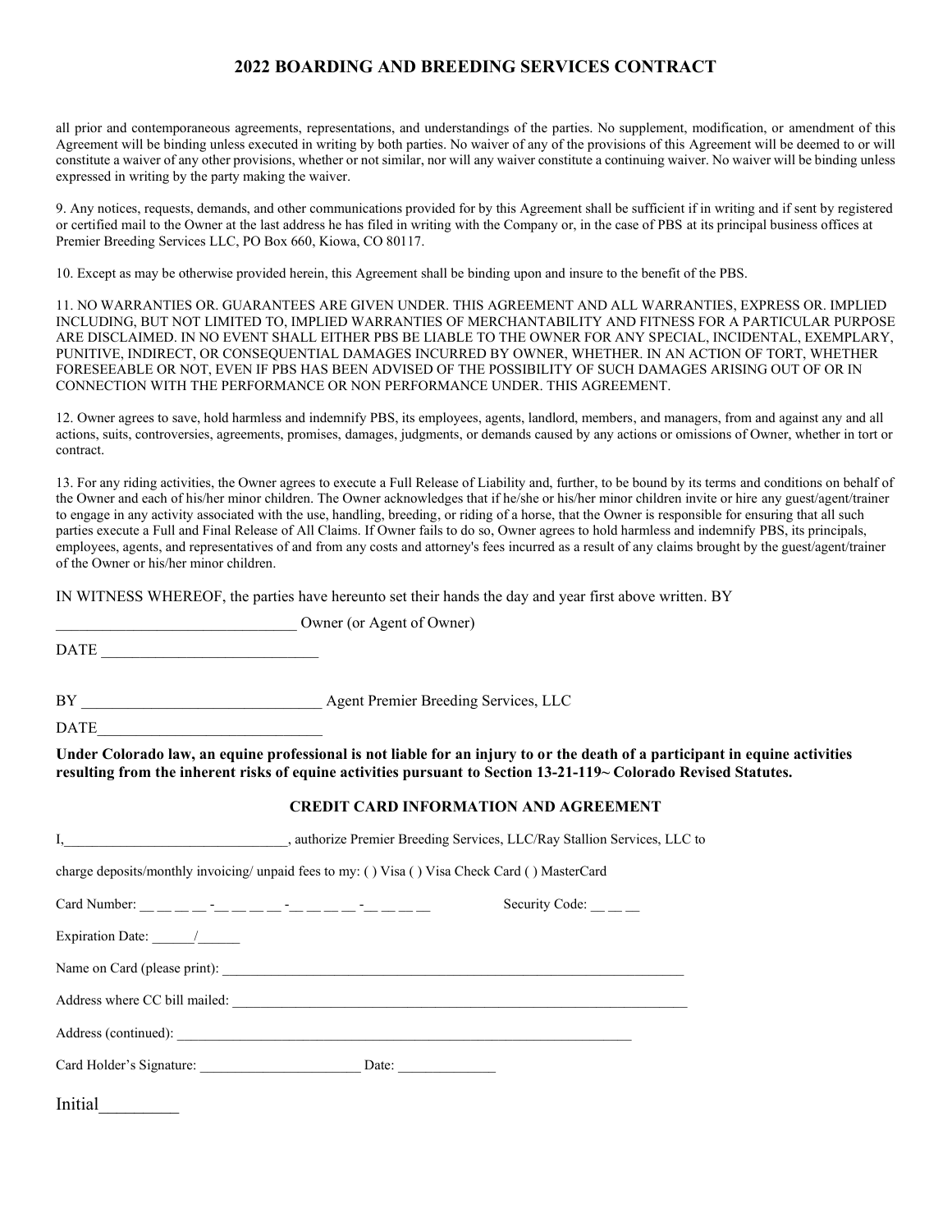all prior and contemporaneous agreements, representations, and understandings of the parties. No supplement, modification, or amendment of this Agreement will be binding unless executed in writing by both parties. No waiver of any of the provisions of this Agreement will be deemed to or will constitute a waiver of any other provisions, whether or not similar, nor will any waiver constitute a continuing waiver. No waiver will be binding unless expressed in writing by the party making the waiver.

9. Any notices, requests, demands, and other communications provided for by this Agreement shall be sufficient if in writing and if sent by registered or certified mail to the Owner at the last address he has filed in writing with the Company or, in the case of PBS at its principal business offices at Premier Breeding Services LLC, PO Box 660, Kiowa, CO 80117.

10. Except as may be otherwise provided herein, this Agreement shall be binding upon and insure to the benefit of the PBS.

11. NO WARRANTIES OR. GUARANTEES ARE GIVEN UNDER. THIS AGREEMENT AND ALL WARRANTIES, EXPRESS OR. IMPLIED INCLUDING, BUT NOT LIMITED TO, IMPLIED WARRANTIES OF MERCHANTABILITY AND FITNESS FOR A PARTICULAR PURPOSE ARE DISCLAIMED. IN NO EVENT SHALL EITHER PBS BE LIABLE TO THE OWNER FOR ANY SPECIAL, INCIDENTAL, EXEMPLARY, PUNITIVE, INDIRECT, OR CONSEQUENTIAL DAMAGES INCURRED BY OWNER, WHETHER. IN AN ACTION OF TORT, WHETHER FORESEEABLE OR NOT, EVEN IF PBS HAS BEEN ADVISED OF THE POSSIBILITY OF SUCH DAMAGES ARISING OUT OF OR IN CONNECTION WITH THE PERFORMANCE OR NON PERFORMANCE UNDER. THIS AGREEMENT.

12. Owner agrees to save, hold harmless and indemnify PBS, its employees, agents, landlord, members, and managers, from and against any and all actions, suits, controversies, agreements, promises, damages, judgments, or demands caused by any actions or omissions of Owner, whether in tort or contract.

13. For any riding activities, the Owner agrees to execute a Full Release of Liability and, further, to be bound by its terms and conditions on behalf of the Owner and each of his/her minor children. The Owner acknowledges that if he/she or his/her minor children invite or hire any guest/agent/trainer to engage in any activity associated with the use, handling, breeding, or riding of a horse, that the Owner is responsible for ensuring that all such parties execute a Full and Final Release of All Claims. If Owner fails to do so, Owner agrees to hold harmless and indemnify PBS, its principals, employees, agents, and representatives of and from any costs and attorney's fees incurred as a result of any claims brought by the guest/agent/trainer of the Owner or his/her minor children.

IN WITNESS WHEREOF, the parties have hereunto set their hands the day and year first above written. BY

_______________________________ Owner (or Agent of Owner)

DATE ____________________________

BY _______________________________ Agent Premier Breeding Services, LLC

DATE_____________________________

**Under Colorado law, an equine professional is not liable for an injury to or the death of a participant in equine activities resulting from the inherent risks of equine activities pursuant to Section 13-21-119~ Colorado Revised Statutes.**

## CREDIT CARD INFORMATION AND AGREEMENT

I,_______________________________, authorize Premier Breeding Services, LLC/Ray Stallion Services, LLC to

charge deposits/monthly invoicing/ unpaid fees to my: ( ) Visa ( ) Visa Check Card ( ) MasterCard

Card Number: __ __ __ __ -__ __ __ __ -__ __ __ __ -__ __ __ __ Security Code: __ __ __

Expiration Date: ______/______

Name on Card (please print): ____________________________________________________________________

Address where CC bill mailed: ___________________________________________________________________

Address (continued): ___________________________________________________________________

Card Holder's Signature: _______________________ Date: _____________

Initial_________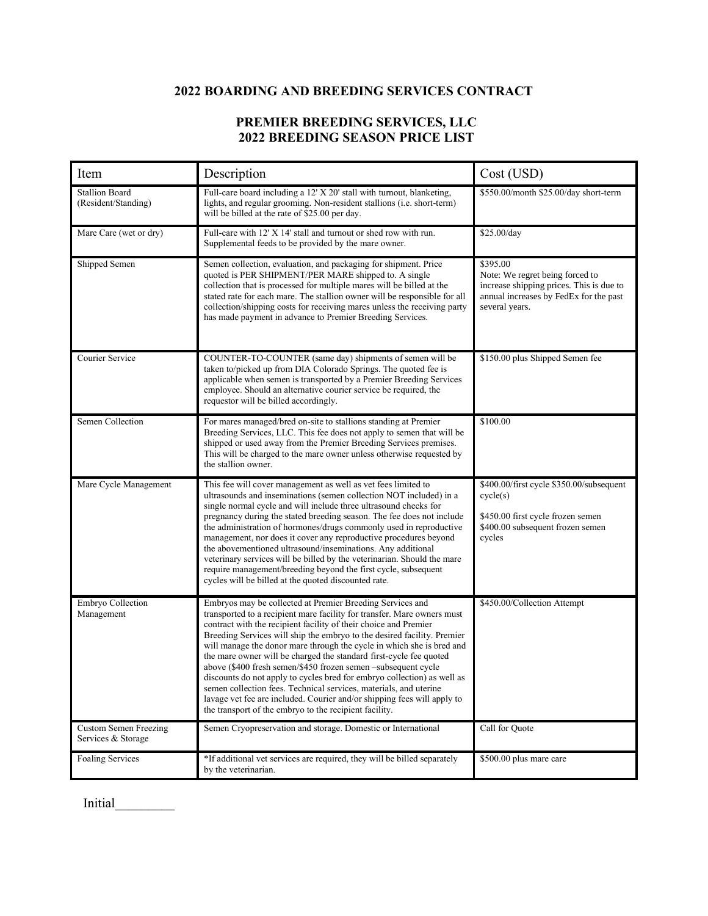## 2022 BOARDING AND BREEDING SERVICES CONTRACT

## PREMIER BREEDING SERVICES, LLC
## 2022 BREEDING SEASON PRICE LIST

| Item | Description | Cost (USD) |
|---|---|---|
| Stallion Board (Resident/Standing) | Full-care board including a 12' X 20' stall with turnout, blanketing, lights, and regular grooming. Non-resident stallions (i.e. short-term) will be billed at the rate of $25.00 per day. | $550.00/month $25.00/day short-term |
| Mare Care (wet or dry) | Full-care with 12' X 14' stall and turnout or shed row with run. Supplemental feeds to be provided by the mare owner. | $25.00/day |
| Shipped Semen | Semen collection, evaluation, and packaging for shipment. Price quoted is PER SHIPMENT/PER MARE shipped to. A single collection that is processed for multiple mares will be billed at the stated rate for each mare. The stallion owner will be responsible for all collection/shipping costs for receiving mares unless the receiving party has made payment in advance to Premier Breeding Services. | $395.00<br>Note: We regret being forced to increase shipping prices. This is due to annual increases by FedEx for the past several years. |
| Courier Service | COUNTER-TO-COUNTER (same day) shipments of semen will be taken to/picked up from DIA Colorado Springs. The quoted fee is applicable when semen is transported by a Premier Breeding Services employee. Should an alternative courier service be required, the requestor will be billed accordingly. | $150.00 plus Shipped Semen fee |
| Semen Collection | For mares managed/bred on-site to stallions standing at Premier Breeding Services, LLC. This fee does not apply to semen that will be shipped or used away from the Premier Breeding Services premises. This will be charged to the mare owner unless otherwise requested by the stallion owner. | $100.00 |
| Mare Cycle Management | This fee will cover management as well as vet fees limited to ultrasounds and inseminations (semen collection NOT included) in a single normal cycle and will include three ultrasound checks for pregnancy during the stated breeding season. The fee does not include the administration of hormones/drugs commonly used in reproductive management, nor does it cover any reproductive procedures beyond the abovementioned ultrasound/inseminations. Any additional veterinary services will be billed by the veterinarian. Should the mare require management/breeding beyond the first cycle, subsequent cycles will be billed at the quoted discounted rate. | $400.00/first cycle $350.00/subsequent cycle(s)<br><br>$450.00 first cycle frozen semen<br>$400.00 subsequent frozen semen cycles |
| Embryo Collection Management | Embryos may be collected at Premier Breeding Services and transported to a recipient mare facility for transfer. Mare owners must contract with the recipient facility of their choice and Premier Breeding Services will ship the embryo to the desired facility. Premier will manage the donor mare through the cycle in which she is bred and the mare owner will be charged the standard first-cycle fee quoted above ($400 fresh semen/$450 frozen semen –subsequent cycle discounts do not apply to cycles bred for embryo collection) as well as semen collection fees. Technical services, materials, and uterine lavage vet fee are included. Courier and/or shipping fees will apply to the transport of the embryo to the recipient facility. | $450.00/Collection Attempt |
| Custom Semen Freezing Services & Storage | Semen Cryopreservation and storage. Domestic or International | Call for Quote |
| Foaling Services | *If additional vet services are required, they will be billed separately by the veterinarian. | $500.00 plus mare care |

Initial_________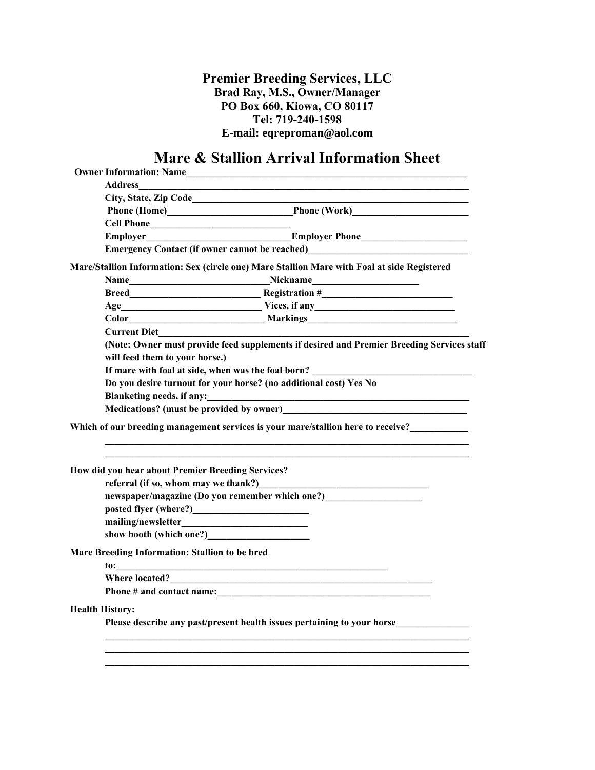# Premier Breeding Services, LLC

**Brad Ray, M.S., Owner/Manager**
**PO Box 660, Kiowa, CO 80117**
**Tel: 719-240-1598**
**E-mail: eqreproman@aol.com**

## Mare & Stallion Arrival Information Sheet

**Owner Information: Name**______________________________________________________________

**Address**______________________________________________________________

**City, State, Zip Code**______________________________________________________

**Phone (Home)**_________________________**Phone (Work)**_______________________

**Cell Phone**_____________________________

**Employer**_____________________________**Employer Phone**_____________________

**Emergency Contact (if owner cannot be reached)**_______________________________

**Mare/Stallion Information: Sex (circle one) Mare Stallion Mare with Foal at side Registered**

**Name**____________________________**Nickname**_____________________

**Breed**___________________________ **Registration #**___________________________

**Age**_____________________________ **Vices, if any**_____________________________

**Color**___________________________ **Markings**_______________________________

**Current Diet**_______________________________________________________________

**(Note: Owner must provide feed supplements if desired and Premier Breeding Services staff will feed them to your horse.)**

**If mare with foal at side, when was the foal born?** ________________________________

**Do you desire turnout for your horse? (no additional cost) Yes No**

**Blanketing needs, if any:**________________________________________________________

**Medications? (must be provided by owner)**______________________________________

**Which of our breeding management services is your mare/stallion here to receive?**___________

______________________________________________________________________________

______________________________________________________________________________

**How did you hear about Premier Breeding Services?**

**referral (if so, whom may we thank?)**__________________________________

**newspaper/magazine (Do you remember which one?)**___________________

**posted flyer (where?)**_______________________

**mailing/newsletter**_________________________

**show booth (which one?)**_____________________

**Mare Breeding Information: Stallion to be bred to:**______________________________________________________

**Where located?**_______________________________________________________

**Phone # and contact name:**___________________________________________

**Health History:**

**Please describe any past/present health issues pertaining to your horse**______________

______________________________________________________________________________

______________________________________________________________________________

______________________________________________________________________________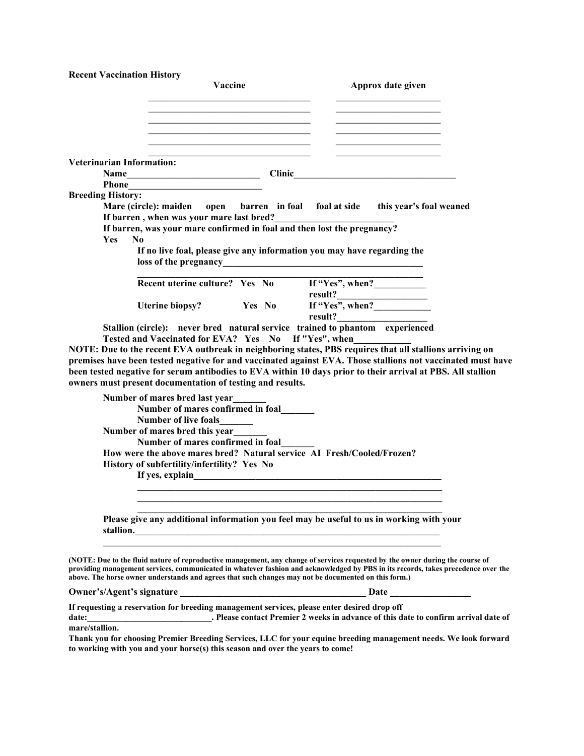**Recent Vaccination History**

| Vaccine | Approx date given |
|---|---|
| ________________________________ | ____________________ |
| ________________________________ | ____________________ |
| ________________________________ | ____________________ |
| ________________________________ | ____________________ |
| ________________________________ | ____________________ |
| ________________________________ | ____________________ |

**Veterinarian Information:**

**Name**____________________________ **Clinic**__________________________________

**Phone**____________________________

**Breeding History:**

**Mare (circle): maiden open barren in foal foal at side this year's foal weaned**

**If barren , when was your mare last bred?**________________________

**If barren, was your mare confirmed in foal and then lost the pregnancy?**

**Yes No**

**If no live foal, please give any information you may have regarding the loss of the pregnancy**__________________________________________

__________________________________________________________

**Recent uterine culture? Yes No** **If "Yes", when?**__________ **result?**__________________

**Uterine biopsy? Yes No** **If "Yes", when?**____________ **result?**__________________

**Stallion (circle): never bred natural service trained to phantom experienced**

**Tested and Vaccinated for EVA? Yes No If "Yes", when**___________

**NOTE: Due to the recent EVA outbreak in neighboring states, PBS requires that all stallions arriving on premises have been tested negative for and vaccinated against EVA. Those stallions not vaccinated must have been tested negative for serum antibodies to EVA within 10 days prior to their arrival at PBS. All stallion owners must present documentation of testing and results.**

**Number of mares bred last year**_______

**Number of mares confirmed in foal**_______

**Number of live foals**_______

**Number of mares bred this year**_______

**Number of mares confirmed in foal**_______

**How were the above mares bred? Natural service AI Fresh/Cooled/Frozen?**

**History of subfertility/infertility? Yes No**

**If yes, explain**______________________________________________________

______________________________________________________________

______________________________________________________________

______________________________________________________________

**Please give any additional information you feel may be useful to us in working with your stallion.**______________________________________________________________

______________________________________________________________________

**(NOTE: Due to the fluid nature of reproductive management, any change of services requested by the owner during the course of providing management services, communicated in whatever fashion and acknowledged by PBS in its records, takes precedence over the above. The horse owner understands and agrees that such changes may not be documented on this form.)**

**Owner's/Agent's signature** ______________________________________ **Date** _________________

**If requesting a reservation for breeding management services, please enter desired drop off date:**___________________________**. Please contact Premier 2 weeks in advance of this date to confirm arrival date of mare/stallion.**

**Thank you for choosing Premier Breeding Services, LLC for your equine breeding management needs. We look forward to working with you and your horse(s) this season and over the years to come!**